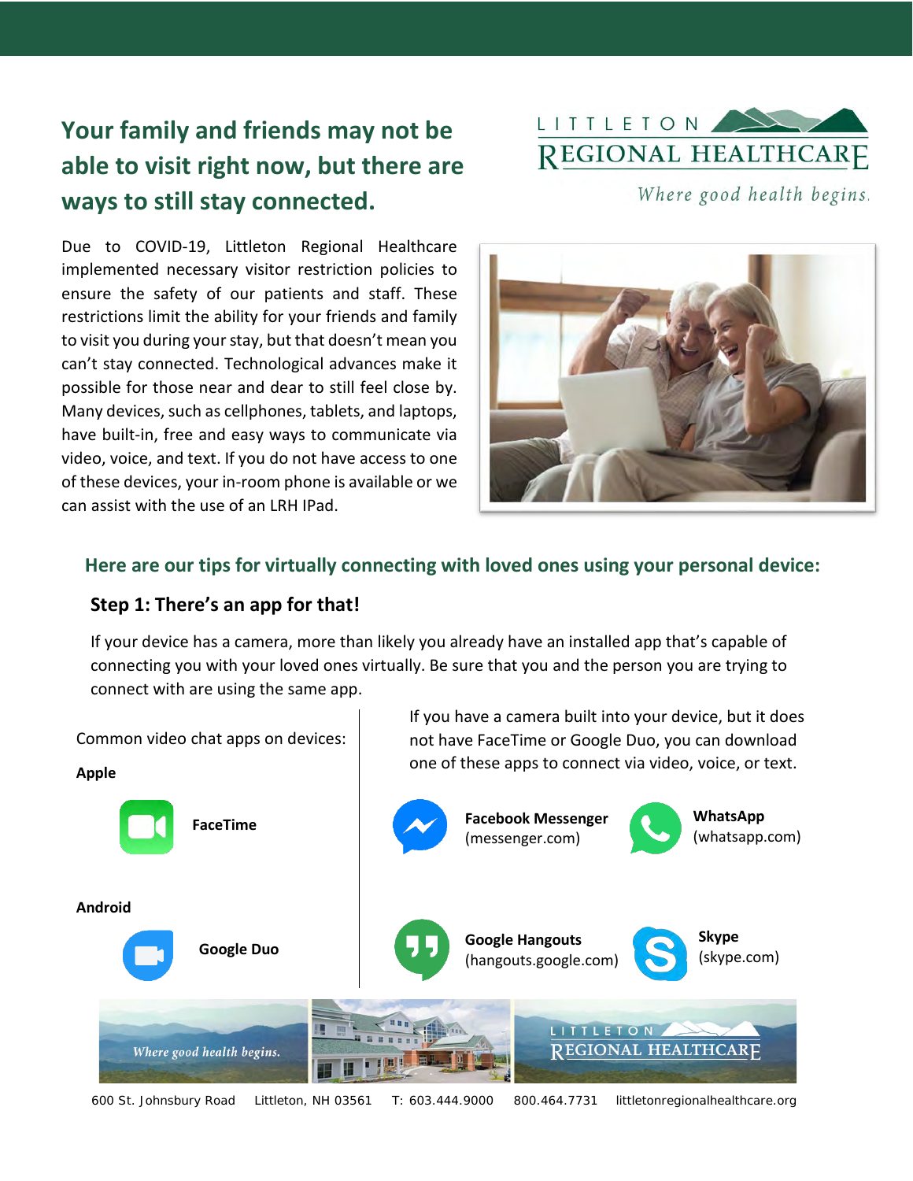## Your family and friends may not be able to visit right now, but there are ways to still stay connected.

LITTLETON REGIONAL HEALTHCARE

*Where good health begins.*

Due to COVID-19, Littleton Regional Healthcare implemented necessary visitor restriction policies to ensure the safety of our patients and staff. These restrictions limit the ability for your friends and family to visit you during your stay, but that doesn't mean you can't stay connected. Technological advances make it possible for those near and dear to still feel close by. Many devices, such as cellphones, tablets, and laptops, have built-in, free and easy ways to communicate via video, voice, and text. If you do not have access to one of these devices, your in-room phone is available or we can assist with the use of an LRH IPad.

### Here are our tips for virtually connecting with loved ones using your personal device:

#### Step 1: There's an app for that!

If your device has a camera, more than likely you already have an installed app that's capable of connecting you with your loved ones virtually. Be sure that you and the person you are trying to connect with are using the same app.

Common video chat apps on devices:

**Apple**

**FaceTime**

**Android**

**Google Duo**

If you have a camera built into your device, but it does not have FaceTime or Google Duo, you can download one of these apps to connect via video, voice, or text.

**Facebook Messenger** (messenger.com)

**WhatsApp** (whatsapp.com)

**Google Hangouts** (hangouts.google.com)

**Skype** (skype.com)

600 St. Johnsbury Road Littleton, NH 03561 T: 603.444.9000 800.464.7731 littletonregionalhealthcare.org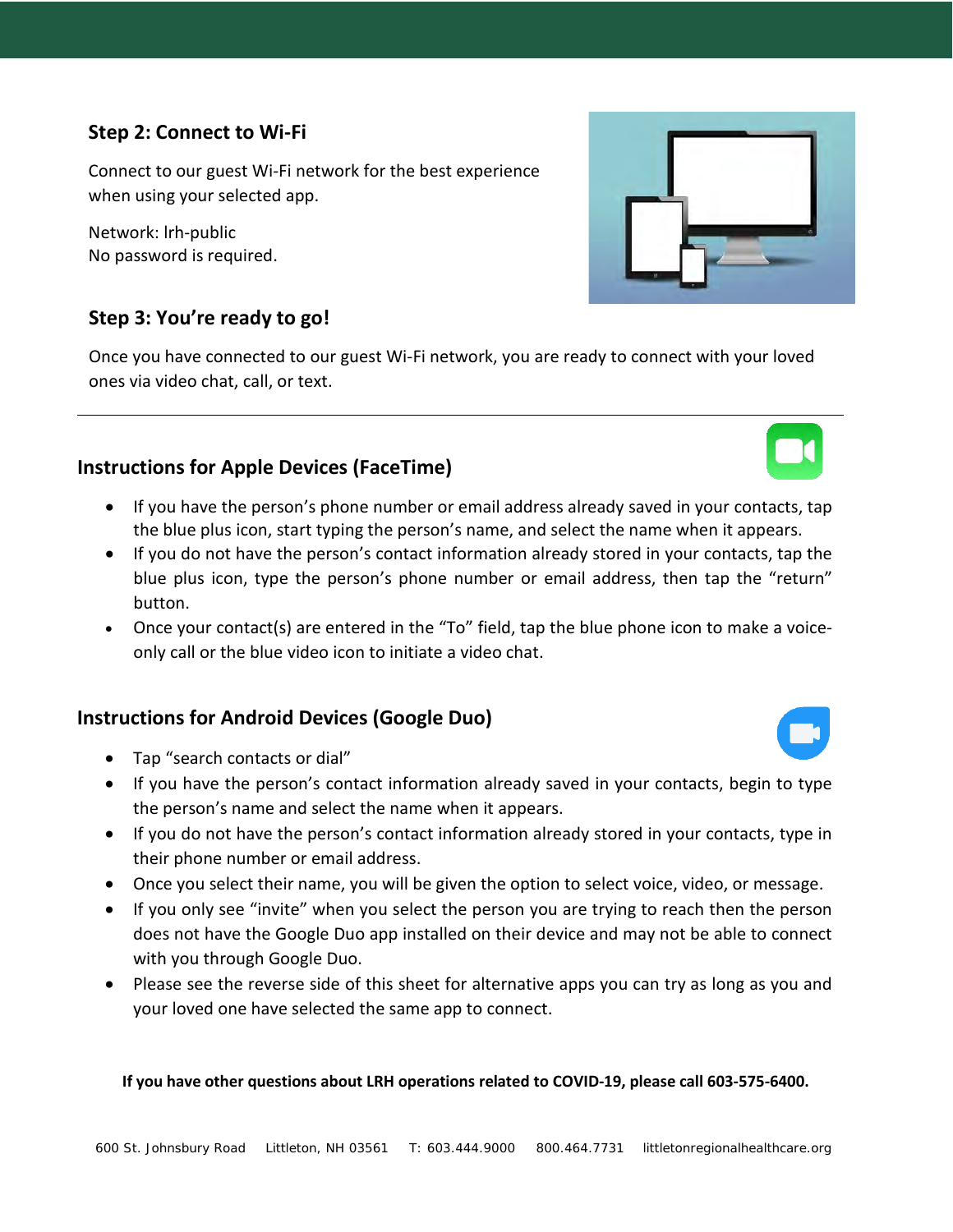## Step 2: Connect to Wi-Fi

Connect to our guest Wi-Fi network for the best experience when using your selected app.

Network: lrh-public
No password is required.

## Step 3: You're ready to go!

Once you have connected to our guest Wi-Fi network, you are ready to connect with your loved ones via video chat, call, or text.

---

## Instructions for Apple Devices (FaceTime)

- If you have the person's phone number or email address already saved in your contacts, tap the blue plus icon, start typing the person's name, and select the name when it appears.
- If you do not have the person's contact information already stored in your contacts, tap the blue plus icon, type the person's phone number or email address, then tap the "return" button.
- Once your contact(s) are entered in the "To" field, tap the blue phone icon to make a voice-only call or the blue video icon to initiate a video chat.

## Instructions for Android Devices (Google Duo)

- Tap "search contacts or dial"
- If you have the person's contact information already saved in your contacts, begin to type the person's name and select the name when it appears.
- If you do not have the person's contact information already stored in your contacts, type in their phone number or email address.
- Once you select their name, you will be given the option to select voice, video, or message.
- If you only see "invite" when you select the person you are trying to reach then the person does not have the Google Duo app installed on their device and may not be able to connect with you through Google Duo.
- Please see the reverse side of this sheet for alternative apps you can try as long as you and your loved one have selected the same app to connect.

**If you have other questions about LRH operations related to COVID-19, please call 603-575-6400.**

600 St. Johnsbury Road Littleton, NH 03561 T: 603.444.9000 800.464.7731 littletonregionalhealthcare.org